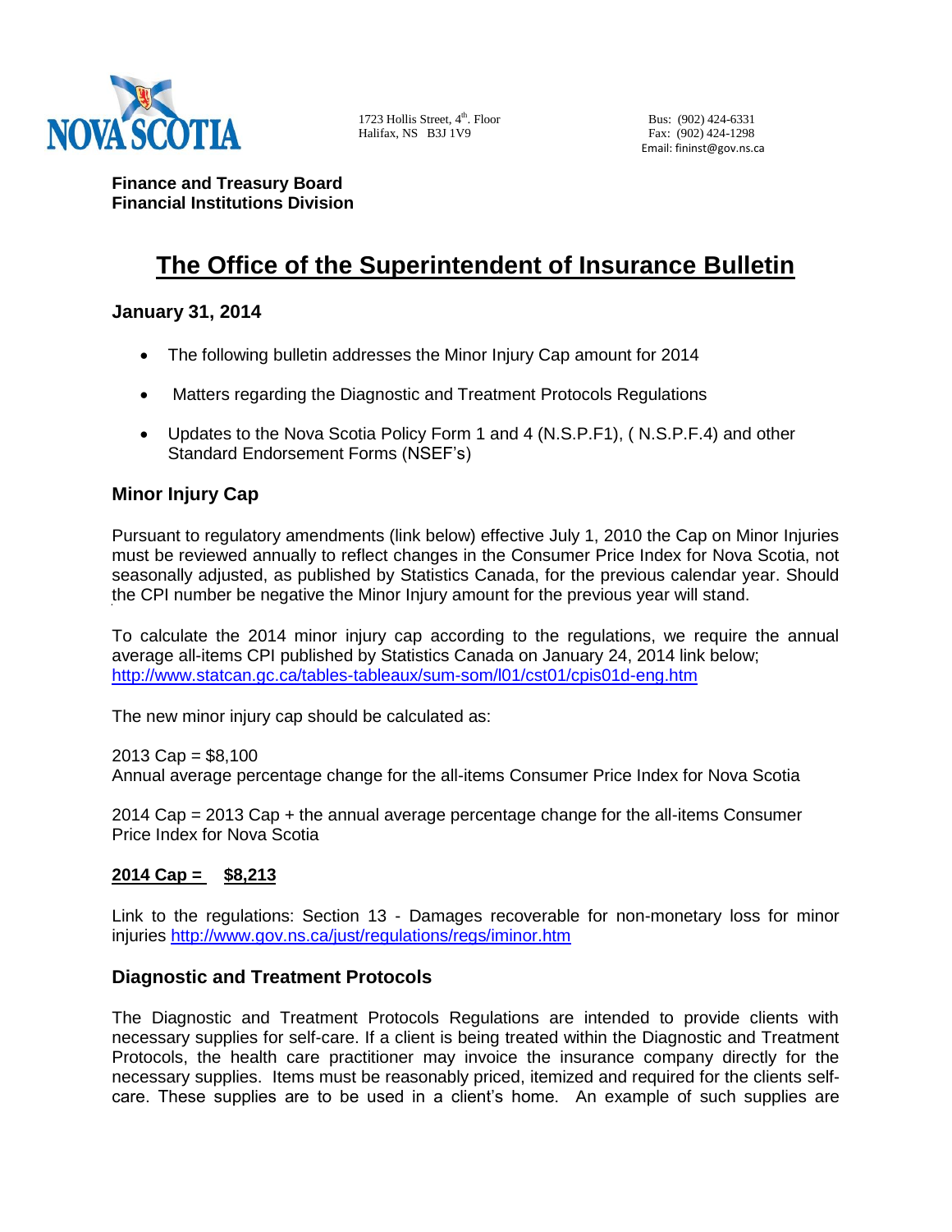NOVA SCOTIA

1723 Hollis Street, 4th. Floor
Halifax, NS B3J 1V9

Bus: (902) 424-6331
Fax: (902) 424-1298
Email: fininst@gov.ns.ca

**Finance and Treasury Board**
**Financial Institutions Division**

# The Office of the Superintendent of Insurance Bulletin

### January 31, 2014

- The following bulletin addresses the Minor Injury Cap amount for 2014
- Matters regarding the Diagnostic and Treatment Protocols Regulations
- Updates to the Nova Scotia Policy Form 1 and 4 (N.S.P.F1), ( N.S.P.F.4) and other Standard Endorsement Forms (NSEF's)

## Minor Injury Cap

Pursuant to regulatory amendments (link below) effective July 1, 2010 the Cap on Minor Injuries must be reviewed annually to reflect changes in the Consumer Price Index for Nova Scotia, not seasonally adjusted, as published by Statistics Canada, for the previous calendar year. Should the CPI number be negative the Minor Injury amount for the previous year will stand.

To calculate the 2014 minor injury cap according to the regulations, we require the annual average all-items CPI published by Statistics Canada on January 24, 2014 link below; http://www.statcan.gc.ca/tables-tableaux/sum-som/l01/cst01/cpis01d-eng.htm

The new minor injury cap should be calculated as:

2013 Cap = $8,100
Annual average percentage change for the all-items Consumer Price Index for Nova Scotia

2014 Cap = 2013 Cap + the annual average percentage change for the all-items Consumer Price Index for Nova Scotia

**2014 Cap = $8,213**

Link to the regulations: Section 13 - Damages recoverable for non-monetary loss for minor injuries http://www.gov.ns.ca/just/regulations/regs/iminor.htm

## Diagnostic and Treatment Protocols

The Diagnostic and Treatment Protocols Regulations are intended to provide clients with necessary supplies for self-care. If a client is being treated within the Diagnostic and Treatment Protocols, the health care practitioner may invoice the insurance company directly for the necessary supplies. Items must be reasonably priced, itemized and required for the clients self-care. These supplies are to be used in a client's home. An example of such supplies are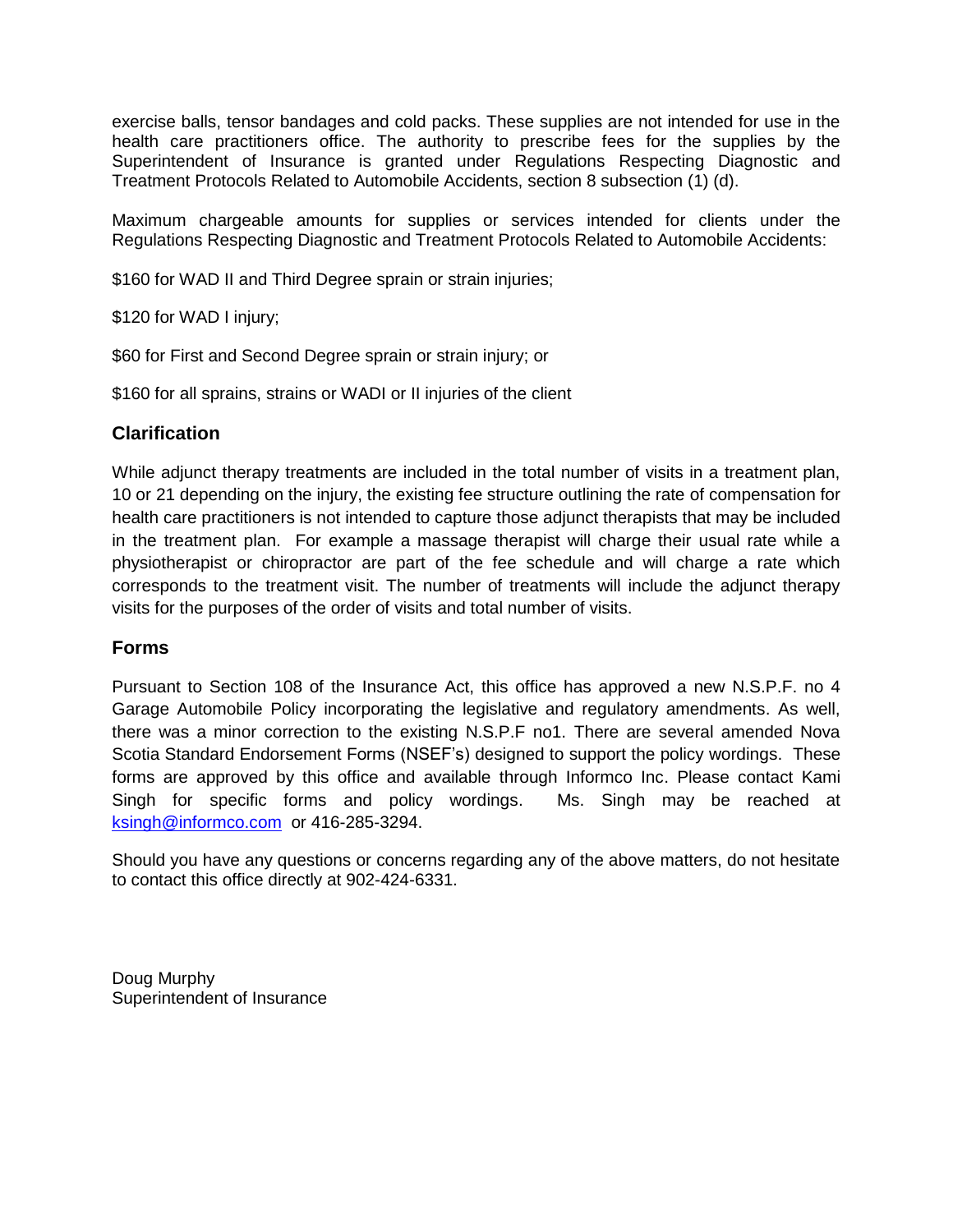exercise balls, tensor bandages and cold packs. These supplies are not intended for use in the health care practitioners office. The authority to prescribe fees for the supplies by the Superintendent of Insurance is granted under Regulations Respecting Diagnostic and Treatment Protocols Related to Automobile Accidents, section 8 subsection (1) (d).

Maximum chargeable amounts for supplies or services intended for clients under the Regulations Respecting Diagnostic and Treatment Protocols Related to Automobile Accidents:

$160 for WAD II and Third Degree sprain or strain injuries;

$120 for WAD I injury;

$60 for First and Second Degree sprain or strain injury; or

$160 for all sprains, strains or WADI or II injuries of the client

## Clarification

While adjunct therapy treatments are included in the total number of visits in a treatment plan, 10 or 21 depending on the injury, the existing fee structure outlining the rate of compensation for health care practitioners is not intended to capture those adjunct therapists that may be included in the treatment plan. For example a massage therapist will charge their usual rate while a physiotherapist or chiropractor are part of the fee schedule and will charge a rate which corresponds to the treatment visit. The number of treatments will include the adjunct therapy visits for the purposes of the order of visits and total number of visits.

## Forms

Pursuant to Section 108 of the Insurance Act, this office has approved a new N.S.P.F. no 4 Garage Automobile Policy incorporating the legislative and regulatory amendments. As well, there was a minor correction to the existing N.S.P.F no1. There are several amended Nova Scotia Standard Endorsement Forms (NSEF's) designed to support the policy wordings. These forms are approved by this office and available through Informco Inc. Please contact Kami Singh for specific forms and policy wordings. Ms. Singh may be reached at ksingh@informco.com or 416-285-3294.

Should you have any questions or concerns regarding any of the above matters, do not hesitate to contact this office directly at 902-424-6331.

Doug Murphy
Superintendent of Insurance